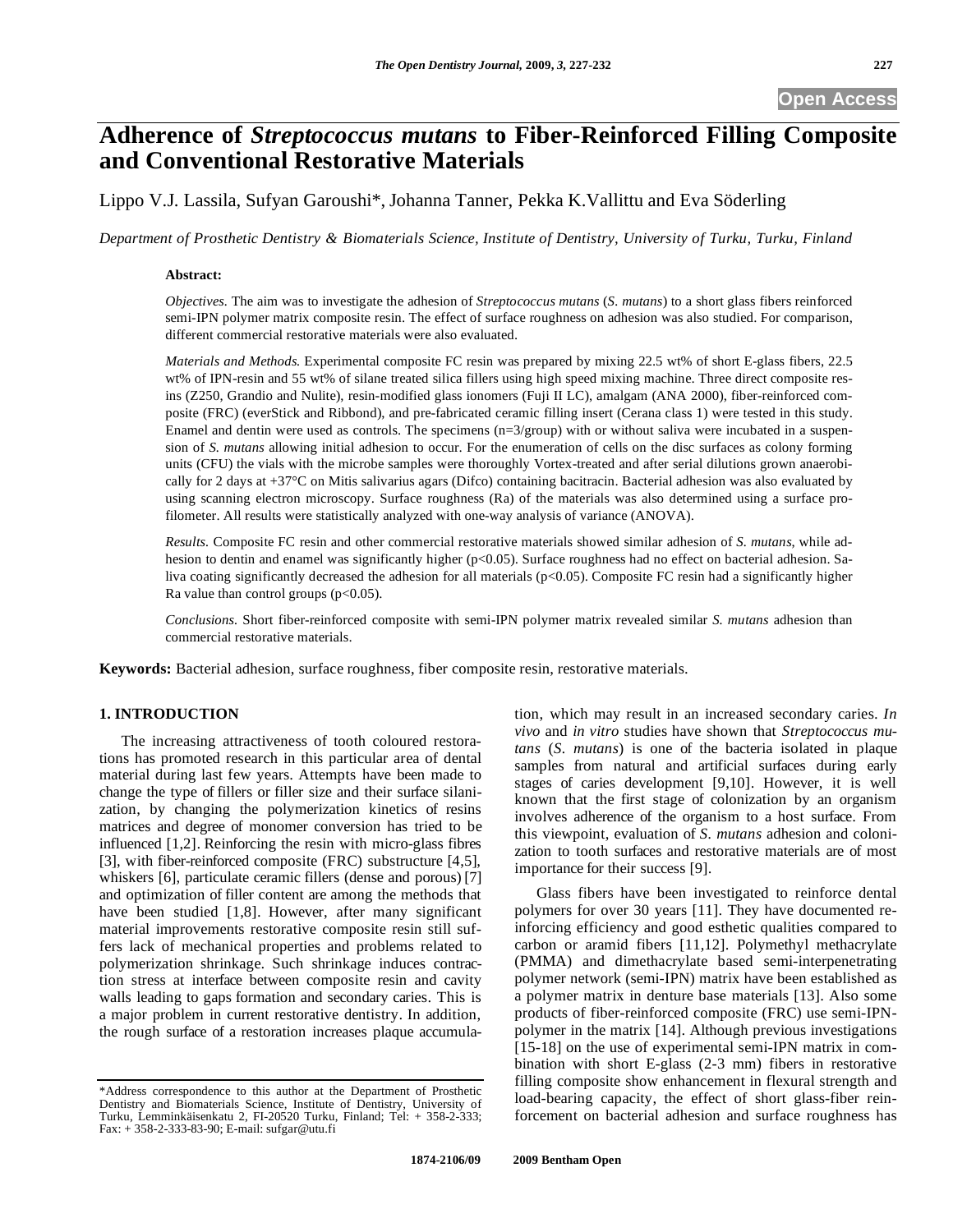Open Access

# Adherence of *Streptococcus mutans* to Fiber-Reinforced Filling Composite and Conventional Restorative Materials

Lippo V.J. Lassila, Sufyan Garoushi*, Johanna Tanner, Pekka K.Vallittu and Eva Söderling

*Department of Prosthetic Dentistry & Biomaterials Science, Institute of Dentistry, University of Turku, Turku, Finland*

**Abstract:**

*Objectives.* The aim was to investigate the adhesion of *Streptococcus mutans* (*S. mutans*) to a short glass fibers reinforced semi-IPN polymer matrix composite resin. The effect of surface roughness on adhesion was also studied. For comparison, different commercial restorative materials were also evaluated.

*Materials and Methods.* Experimental composite FC resin was prepared by mixing 22.5 wt% of short E-glass fibers, 22.5 wt% of IPN-resin and 55 wt% of silane treated silica fillers using high speed mixing machine. Three direct composite resins (Z250, Grandio and Nulite), resin-modified glass ionomers (Fuji II LC), amalgam (ANA 2000), fiber-reinforced composite (FRC) (everStick and Ribbond), and pre-fabricated ceramic filling insert (Cerana class 1) were tested in this study. Enamel and dentin were used as controls. The specimens (n=3/group) with or without saliva were incubated in a suspension of *S. mutans* allowing initial adhesion to occur. For the enumeration of cells on the disc surfaces as colony forming units (CFU) the vials with the microbe samples were thoroughly Vortex-treated and after serial dilutions grown anaerobically for 2 days at +37°C on Mitis salivarius agars (Difco) containing bacitracin. Bacterial adhesion was also evaluated by using scanning electron microscopy. Surface roughness (Ra) of the materials was also determined using a surface profilometer. All results were statistically analyzed with one-way analysis of variance (ANOVA).

*Results.* Composite FC resin and other commercial restorative materials showed similar adhesion of *S. mutans*, while adhesion to dentin and enamel was significantly higher ($p<0.05$). Surface roughness had no effect on bacterial adhesion. Saliva coating significantly decreased the adhesion for all materials ($p<0.05$). Composite FC resin had a significantly higher Ra value than control groups ($p<0.05$).

*Conclusions.* Short fiber-reinforced composite with semi-IPN polymer matrix revealed similar *S. mutans* adhesion than commercial restorative materials.

**Keywords:** Bacterial adhesion, surface roughness, fiber composite resin, restorative materials.

## 1. INTRODUCTION

The increasing attractiveness of tooth coloured restorations has promoted research in this particular area of dental material during last few years. Attempts have been made to change the type of fillers or filler size and their surface silanization, by changing the polymerization kinetics of resins matrices and degree of monomer conversion has tried to be influenced [1,2]. Reinforcing the resin with micro-glass fibres [3], with fiber-reinforced composite (FRC) substructure [4,5], whiskers [6], particulate ceramic fillers (dense and porous) [7] and optimization of filler content are among the methods that have been studied [1,8]. However, after many significant material improvements restorative composite resin still suffers lack of mechanical properties and problems related to polymerization shrinkage. Such shrinkage induces contraction stress at interface between composite resin and cavity walls leading to gaps formation and secondary caries. This is a major problem in current restorative dentistry. In addition, the rough surface of a restoration increases plaque accumulation, which may result in an increased secondary caries. *In vivo* and *in vitro* studies have shown that *Streptococcus mutans* (*S. mutans*) is one of the bacteria isolated in plaque samples from natural and artificial surfaces during early stages of caries development [9,10]. However, it is well known that the first stage of colonization by an organism involves adherence of the organism to a host surface. From this viewpoint, evaluation of *S. mutans* adhesion and colonization to tooth surfaces and restorative materials are of most importance for their success [9].

Glass fibers have been investigated to reinforce dental polymers for over 30 years [11]. They have documented reinforcing efficiency and good esthetic qualities compared to carbon or aramid fibers [11,12]. Polymethyl methacrylate (PMMA) and dimethacrylate based semi-interpenetrating polymer network (semi-IPN) matrix have been established as a polymer matrix in denture base materials [13]. Also some products of fiber-reinforced composite (FRC) use semi-IPN-polymer in the matrix [14]. Although previous investigations [15-18] on the use of experimental semi-IPN matrix in combination with short E-glass (2-3 mm) fibers in restorative filling composite show enhancement in flexural strength and load-bearing capacity, the effect of short glass-fiber reinforcement on bacterial adhesion and surface roughness has

*Address correspondence to this author at the Department of Prosthetic Dentistry and Biomaterials Science, Institute of Dentistry, University of Turku, Lemminkäisenkatu 2, FI-20520 Turku, Finland; Tel: + 358-2-333; Fax: + 358-2-333-83-90; E-mail: sufgar@utu.fi

1874-2106/09 2009 Bentham Open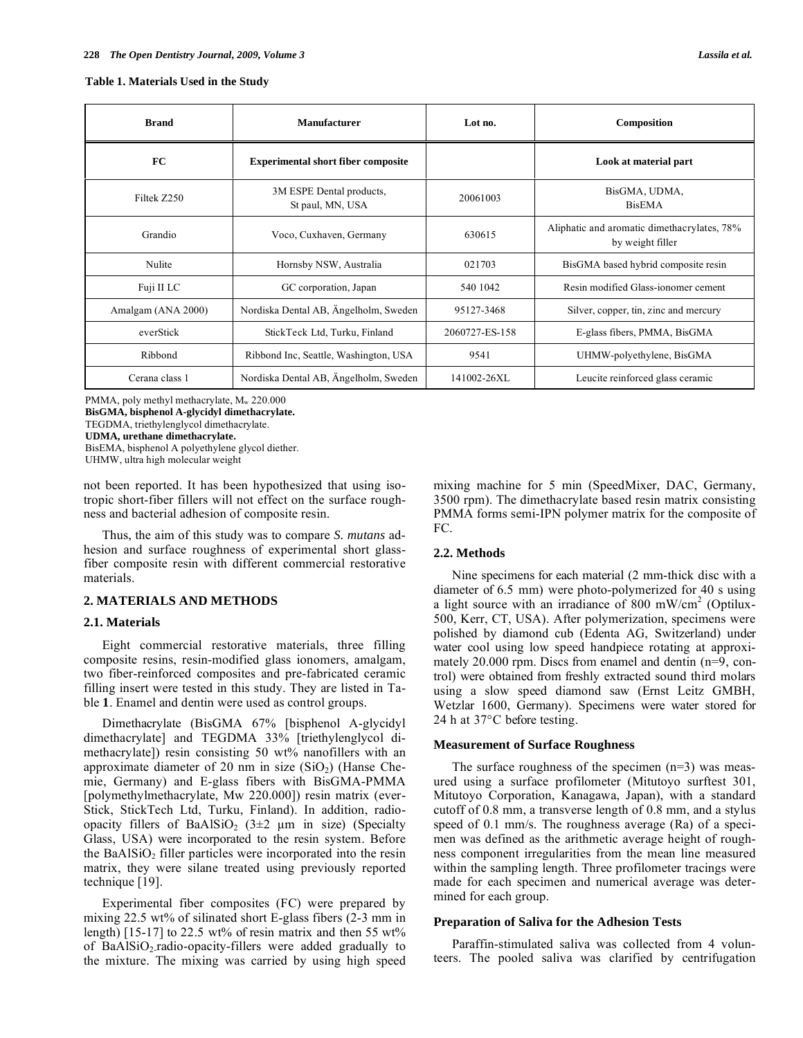**Table 1. Materials Used in the Study**

| Brand | Manufacturer | Lot no. | Composition |
|---|---|---|---|
| **FC** | **Experimental short fiber composite** | | **Look at material part** |
| Filtek Z250 | 3M ESPE Dental products, St paul, MN, USA | 20061003 | BisGMA, UDMA, BisEMA |
| Grandio | Voco, Cuxhaven, Germany | 630615 | Aliphatic and aromatic dimethacrylates, 78% by weight filler |
| Nulite | Hornsby NSW, Australia | 021703 | BisGMA based hybrid composite resin |
| Fuji II LC | GC corporation, Japan | 540 1042 | Resin modified Glass-ionomer cement |
| Amalgam (ANA 2000) | Nordiska Dental AB, Ängelholm, Sweden | 95127-3468 | Silver, copper, tin, zinc and mercury |
| everStick | StickTeck Ltd, Turku, Finland | 2060727-ES-158 | E-glass fibers, PMMA, BisGMA |
| Ribbond | Ribbond Inc, Seattle, Washington, USA | 9541 | UHMW-polyethylene, BisGMA |
| Cerana class 1 | Nordiska Dental AB, Ängelholm, Sweden | 141002-26XL | Leucite reinforced glass ceramic |

PMMA, poly methyl methacrylate, $M_w$ 220.000
**BisGMA, bisphenol A-glycidyl dimethacrylate.**
TEGDMA, triethylenglycol dimethacrylate.
**UDMA, urethane dimethacrylate.**
BisEMA, bisphenol A polyethylene glycol diether.
UHMW, ultra high molecular weight

not been reported. It has been hypothesized that using isotropic short-fiber fillers will not effect on the surface roughness and bacterial adhesion of composite resin.

Thus, the aim of this study was to compare *S. mutans* adhesion and surface roughness of experimental short glass-fiber composite resin with different commercial restorative materials.

## 2. MATERIALS AND METHODS

### 2.1. Materials

Eight commercial restorative materials, three filling composite resins, resin-modified glass ionomers, amalgam, two fiber-reinforced composites and pre-fabricated ceramic filling insert were tested in this study. They are listed in Table **1**. Enamel and dentin were used as control groups.

Dimethacrylate (BisGMA 67% [bisphenol A-glycidyl dimethacrylate] and TEGDMA 33% [triethylenglycol dimethacrylate]) resin consisting 50 wt% nanofillers with an approximate diameter of 20 nm in size ($SiO_2$) (Hanse Chemie, Germany) and E-glass fibers with BisGMA-PMMA [polymethylmethacrylate, Mw 220.000]) resin matrix (everStick, StickTech Ltd, Turku, Finland). In addition, radio-opacity fillers of $BaAlSiO_2$ (3±2 μm in size) (Specialty Glass, USA) were incorporated to the resin system. Before the $BaAlSiO_2$ filler particles were incorporated into the resin matrix, they were silane treated using previously reported technique [19].

Experimental fiber composites (FC) were prepared by mixing 22.5 wt% of silinated short E-glass fibers (2-3 mm in length) [15-17] to 22.5 wt% of resin matrix and then 55 wt% of $BaAlSiO_2$ radio-opacity-fillers were added gradually to the mixture. The mixing was carried by using high speed mixing machine for 5 min (SpeedMixer, DAC, Germany, 3500 rpm). The dimethacrylate based resin matrix consisting PMMA forms semi-IPN polymer matrix for the composite of FC.

### 2.2. Methods

Nine specimens for each material (2 mm-thick disc with a diameter of 6.5 mm) were photo-polymerized for 40 s using a light source with an irradiance of 800 mW/cm$^2$ (Optilux-500, Kerr, CT, USA). After polymerization, specimens were polished by diamond cub (Edenta AG, Switzerland) under water cool using low speed handpiece rotating at approximately 20.000 rpm. Discs from enamel and dentin (n=9, control) were obtained from freshly extracted sound third molars using a slow speed diamond saw (Ernst Leitz GMBH, Wetzlar 1600, Germany). Specimens were water stored for 24 h at 37°C before testing.

#### Measurement of Surface Roughness

The surface roughness of the specimen (n=3) was measured using a surface profilometer (Mitutoyo surftest 301, Mitutoyo Corporation, Kanagawa, Japan), with a standard cutoff of 0.8 mm, a transverse length of 0.8 mm, and a stylus speed of 0.1 mm/s. The roughness average (Ra) of a specimen was defined as the arithmetic average height of roughness component irregularities from the mean line measured within the sampling length. Three profilometer tracings were made for each specimen and numerical average was determined for each group.

#### Preparation of Saliva for the Adhesion Tests

Paraffin-stimulated saliva was collected from 4 volunteers. The pooled saliva was clarified by centrifugation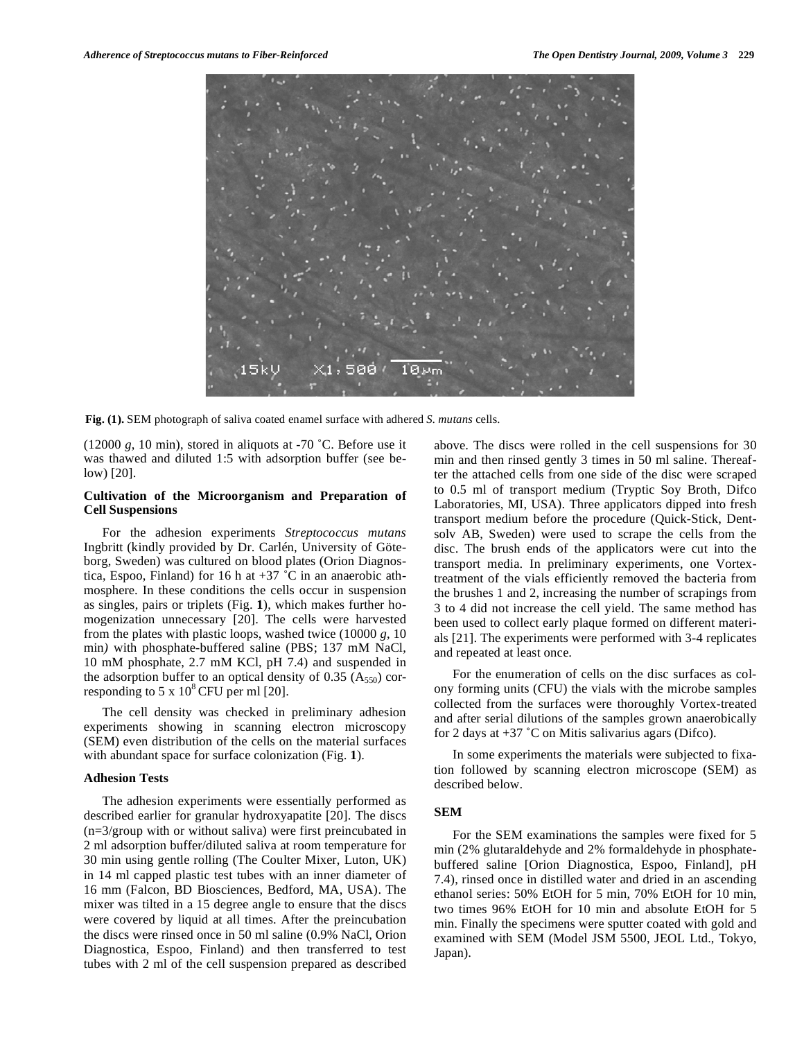Fig. (1). SEM photograph of saliva coated enamel surface with adhered *S. mutans* cells.

(12000 *g*, 10 min), stored in aliquots at -70 ˚C. Before use it was thawed and diluted 1:5 with adsorption buffer (see below) [20].

### Cultivation of the Microorganism and Preparation of Cell Suspensions

For the adhesion experiments *Streptococcus mutans* Ingbritt (kindly provided by Dr. Carlén, University of Göteborg, Sweden) was cultured on blood plates (Orion Diagnostica, Espoo, Finland) for 16 h at +37 ˚C in an anaerobic athmosphere. In these conditions the cells occur in suspension as singles, pairs or triplets (Fig. **1**), which makes further homogenization unnecessary [20]. The cells were harvested from the plates with plastic loops, washed twice (10000 *g*, 10 min) with phosphate-buffered saline (PBS; 137 mM NaCl, 10 mM phosphate, 2.7 mM KCl, pH 7.4) and suspended in the adsorption buffer to an optical density of 0.35 ($A_{550}$) corresponding to 5 x $10^8$ CFU per ml [20].

The cell density was checked in preliminary adhesion experiments showing in scanning electron microscopy (SEM) even distribution of the cells on the material surfaces with abundant space for surface colonization (Fig. **1**).

### Adhesion Tests

The adhesion experiments were essentially performed as described earlier for granular hydroxyapatite [20]. The discs (n=3/group with or without saliva) were first preincubated in 2 ml adsorption buffer/diluted saliva at room temperature for 30 min using gentle rolling (The Coulter Mixer, Luton, UK) in 14 ml capped plastic test tubes with an inner diameter of 16 mm (Falcon, BD Biosciences, Bedford, MA, USA). The mixer was tilted in a 15 degree angle to ensure that the discs were covered by liquid at all times. After the preincubation the discs were rinsed once in 50 ml saline (0.9% NaCl, Orion Diagnostica, Espoo, Finland) and then transferred to test tubes with 2 ml of the cell suspension prepared as described above. The discs were rolled in the cell suspensions for 30 min and then rinsed gently 3 times in 50 ml saline. Thereafter the attached cells from one side of the disc were scraped to 0.5 ml of transport medium (Tryptic Soy Broth, Difco Laboratories, MI, USA). Three applicators dipped into fresh transport medium before the procedure (Quick-Stick, Dentsolv AB, Sweden) were used to scrape the cells from the disc. The brush ends of the applicators were cut into the transport media. In preliminary experiments, one Vortex-treatment of the vials efficiently removed the bacteria from the brushes 1 and 2, increasing the number of scrapings from 3 to 4 did not increase the cell yield. The same method has been used to collect early plaque formed on different materials [21]. The experiments were performed with 3-4 replicates and repeated at least once.

For the enumeration of cells on the disc surfaces as colony forming units (CFU) the vials with the microbe samples collected from the surfaces were thoroughly Vortex-treated and after serial dilutions of the samples grown anaerobically for 2 days at +37 ˚C on Mitis salivarius agars (Difco).

In some experiments the materials were subjected to fixation followed by scanning electron microscope (SEM) as described below.

### SEM

For the SEM examinations the samples were fixed for 5 min (2% glutaraldehyde and 2% formaldehyde in phosphate-buffered saline [Orion Diagnostica, Espoo, Finland], pH 7.4), rinsed once in distilled water and dried in an ascending ethanol series: 50% EtOH for 5 min, 70% EtOH for 10 min, two times 96% EtOH for 10 min and absolute EtOH for 5 min. Finally the specimens were sputter coated with gold and examined with SEM (Model JSM 5500, JEOL Ltd., Tokyo, Japan).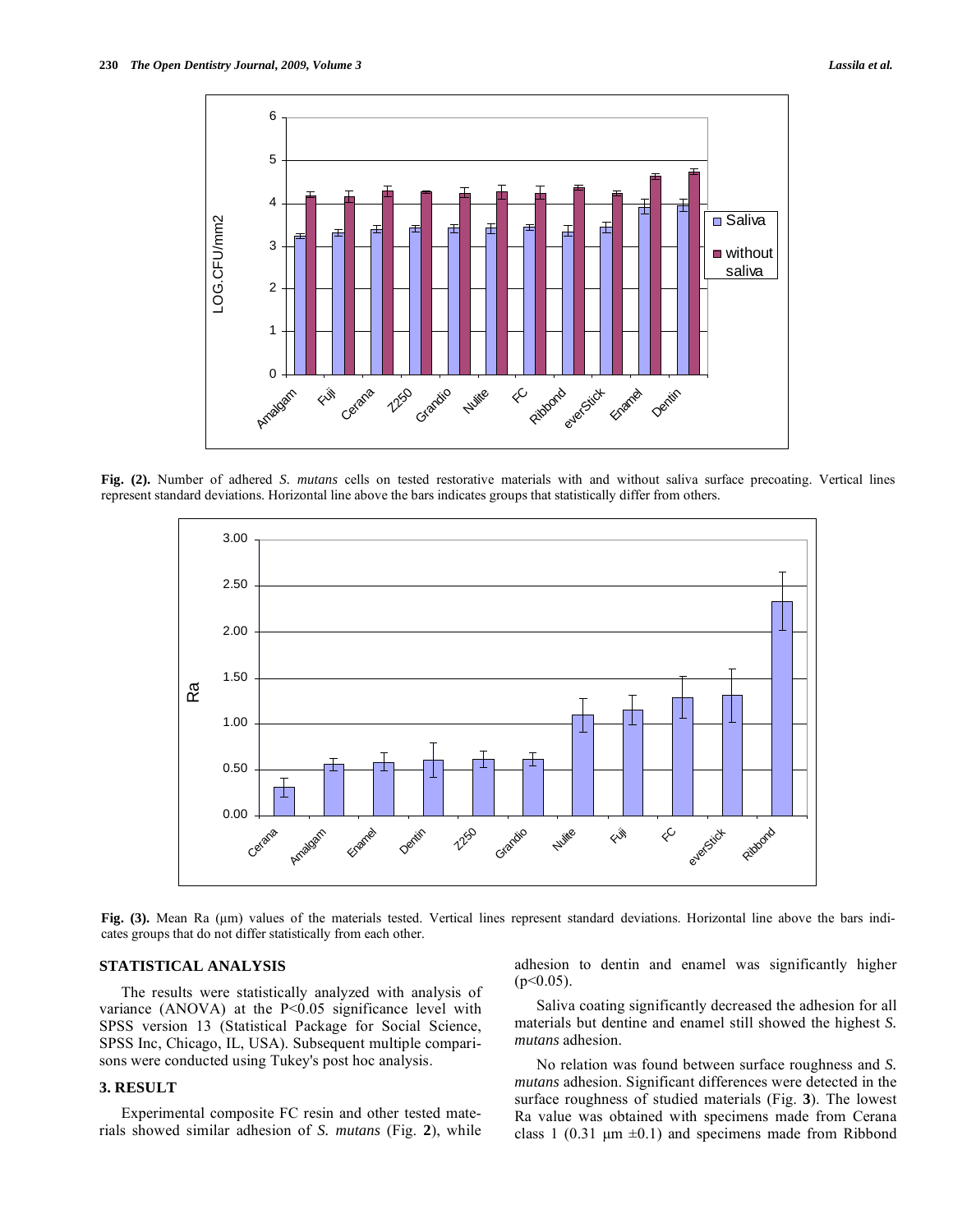6
5
4
3
2
1
0

LOG.CFU/mm2

Saliva
without saliva

Amalgam
Fuji
Cerana
Z250
Grandio
Nulite
FC
Ribbond
everStick
Enamel
Dentin

**Fig. (2).** Number of adhered *S. mutans* cells on tested restorative materials with and without saliva surface precoating. Vertical lines represent standard deviations. Horizontal line above the bars indicates groups that statistically differ from others.

3.00
2.50
2.00
1.50
1.00
0.50
0.00

Ra

Cerana
Amalgam
Enamel
Dentin
Z250
Grandio
Nulite
Fuji
FC
everStick
Ribbond

**Fig. (3).** Mean Ra (μm) values of the materials tested. Vertical lines represent standard deviations. Horizontal line above the bars indicates groups that do not differ statistically from each other.

## STATISTICAL ANALYSIS

The results were statistically analyzed with analysis of variance (ANOVA) at the $P<0.05$ significance level with SPSS version 13 (Statistical Package for Social Science, SPSS Inc, Chicago, IL, USA). Subsequent multiple comparisons were conducted using Tukey's post hoc analysis.

## 3. RESULT

Experimental composite FC resin and other tested materials showed similar adhesion of *S. mutans* (Fig. **2**), while adhesion to dentin and enamel was significantly higher ($p<0.05$).

Saliva coating significantly decreased the adhesion for all materials but dentine and enamel still showed the highest *S. mutans* adhesion.

No relation was found between surface roughness and *S. mutans* adhesion. Significant differences were detected in the surface roughness of studied materials (Fig. **3**). The lowest Ra value was obtained with specimens made from Cerana class 1 (0.31 μm ±0.1) and specimens made from Ribbond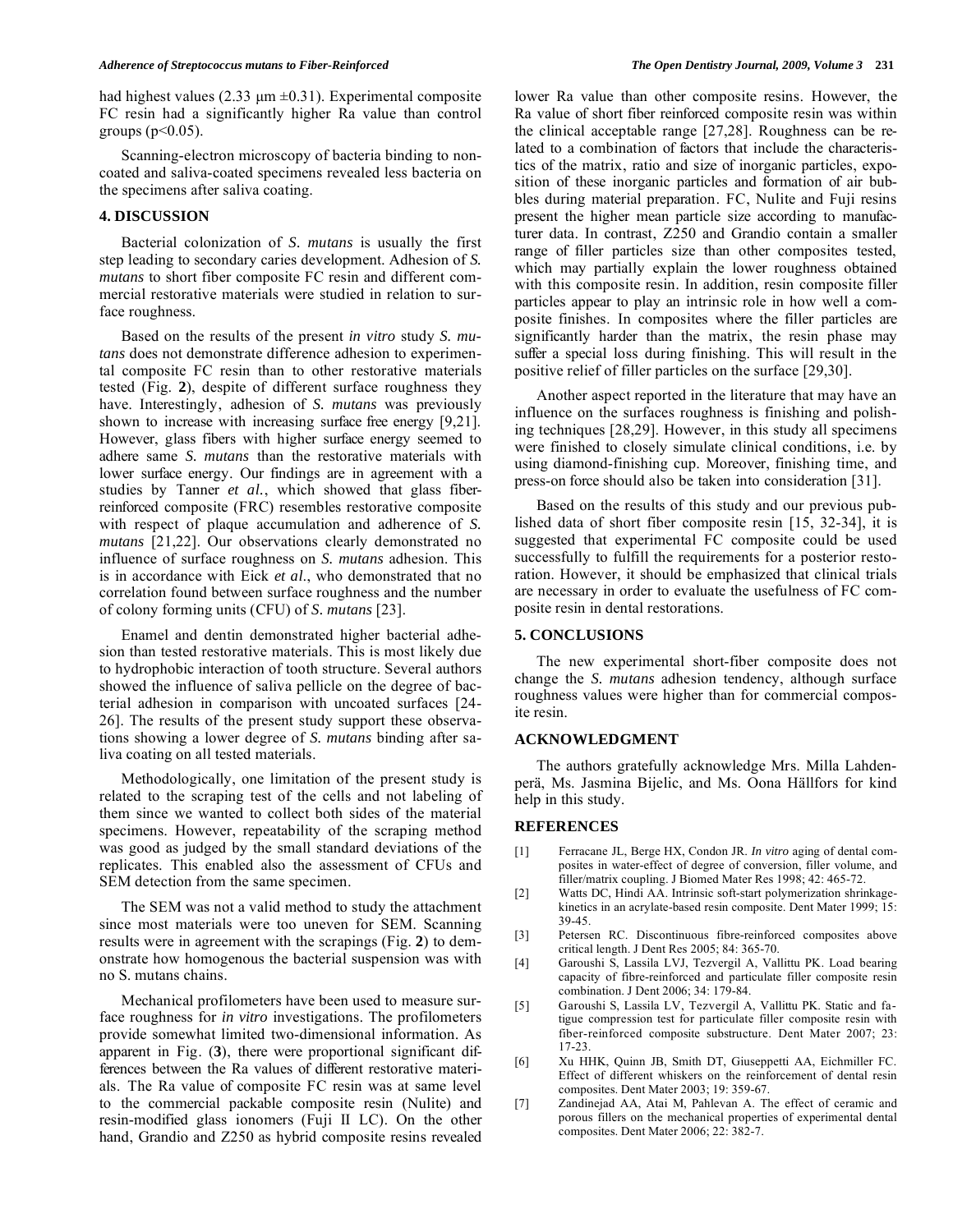had highest values (2.33 µm ±0.31). Experimental composite FC resin had a significantly higher Ra value than control groups ($p<0.05$).

Scanning-electron microscopy of bacteria binding to non-coated and saliva-coated specimens revealed less bacteria on the specimens after saliva coating.

## 4. DISCUSSION

Bacterial colonization of *S. mutans* is usually the first step leading to secondary caries development. Adhesion of *S. mutans* to short fiber composite FC resin and different commercial restorative materials were studied in relation to surface roughness.

Based on the results of the present *in vitro* study *S. mutans* does not demonstrate difference adhesion to experimental composite FC resin than to other restorative materials tested (Fig. **2**), despite of different surface roughness they have. Interestingly, adhesion of *S. mutans* was previously shown to increase with increasing surface free energy [9,21]. However, glass fibers with higher surface energy seemed to adhere same *S. mutans* than the restorative materials with lower surface energy. Our findings are in agreement with a studies by Tanner *et al.*, which showed that glass fiber-reinforced composite (FRC) resembles restorative composite with respect of plaque accumulation and adherence of *S. mutans* [21,22]. Our observations clearly demonstrated no influence of surface roughness on *S. mutans* adhesion. This is in accordance with Eick *et al.*, who demonstrated that no correlation found between surface roughness and the number of colony forming units (CFU) of *S. mutans* [23].

Enamel and dentin demonstrated higher bacterial adhesion than tested restorative materials. This is most likely due to hydrophobic interaction of tooth structure. Several authors showed the influence of saliva pellicle on the degree of bacterial adhesion in comparison with uncoated surfaces [24-26]. The results of the present study support these observations showing a lower degree of *S. mutans* binding after saliva coating on all tested materials.

Methodologically, one limitation of the present study is related to the scraping test of the cells and not labeling of them since we wanted to collect both sides of the material specimens. However, repeatability of the scraping method was good as judged by the small standard deviations of the replicates. This enabled also the assessment of CFUs and SEM detection from the same specimen.

The SEM was not a valid method to study the attachment since most materials were too uneven for SEM. Scanning results were in agreement with the scrapings (Fig. **2**) to demonstrate how homogenous the bacterial suspension was with no S. mutans chains.

Mechanical profilometers have been used to measure surface roughness for *in vitro* investigations. The profilometers provide somewhat limited two-dimensional information. As apparent in Fig. (**3**), there were proportional significant differences between the Ra values of different restorative materials. The Ra value of composite FC resin was at same level to the commercial packable composite resin (Nulite) and resin-modified glass ionomers (Fuji II LC). On the other hand, Grandio and Z250 as hybrid composite resins revealed lower Ra value than other composite resins. However, the Ra value of short fiber reinforced composite resin was within the clinical acceptable range [27,28]. Roughness can be related to a combination of factors that include the characteristics of the matrix, ratio and size of inorganic particles, exposition of these inorganic particles and formation of air bubbles during material preparation. FC, Nulite and Fuji resins present the higher mean particle size according to manufacturer data. In contrast, Z250 and Grandio contain a smaller range of filler particles size than other composites tested, which may partially explain the lower roughness obtained with this composite resin. In addition, resin composite filler particles appear to play an intrinsic role in how well a composite finishes. In composites where the filler particles are significantly harder than the matrix, the resin phase may suffer a special loss during finishing. This will result in the positive relief of filler particles on the surface [29,30].

Another aspect reported in the literature that may have an influence on the surfaces roughness is finishing and polishing techniques [28,29]. However, in this study all specimens were finished to closely simulate clinical conditions, i.e. by using diamond-finishing cup. Moreover, finishing time, and press-on force should also be taken into consideration [31].

Based on the results of this study and our previous published data of short fiber composite resin [15, 32-34], it is suggested that experimental FC composite could be used successfully to fulfill the requirements for a posterior restoration. However, it should be emphasized that clinical trials are necessary in order to evaluate the usefulness of FC composite resin in dental restorations.

## 5. CONCLUSIONS

The new experimental short-fiber composite does not change the *S. mutans* adhesion tendency, although surface roughness values were higher than for commercial composite resin.

## ACKNOWLEDGMENT

The authors gratefully acknowledge Mrs. Milla Lahdenperä, Ms. Jasmina Bijelic, and Ms. Oona Hällfors for kind help in this study.

## REFERENCES

[1] Ferracane JL, Berge HX, Condon JR. *In vitro* aging of dental composites in water-effect of degree of conversion, filler volume, and filler/matrix coupling. J Biomed Mater Res 1998; 42: 465-72.

[2] Watts DC, Hindi AA. Intrinsic soft-start polymerization shrinkage-kinetics in an acrylate-based resin composite. Dent Mater 1999; 15: 39-45.

[3] Petersen RC. Discontinuous fibre-reinforced composites above critical length. J Dent Res 2005; 84: 365-70.

[4] Garoushi S, Lassila LVJ, Tezvergil A, Vallittu PK. Load bearing capacity of fibre-reinforced and particulate filler composite resin combination. J Dent 2006; 34: 179-84.

[5] Garoushi S, Lassila LV, Tezvergil A, Vallittu PK. Static and fatigue compression test for particulate filler composite resin with fiber-reinforced composite substructure. Dent Mater 2007; 23: 17-23.

[6] Xu HHK, Quinn JB, Smith DT, Giuseppetti AA, Eichmiller FC. Effect of different whiskers on the reinforcement of dental resin composites. Dent Mater 2003; 19: 359-67.

[7] Zandinejad AA, Atai M, Pahlevan A. The effect of ceramic and porous fillers on the mechanical properties of experimental dental composites. Dent Mater 2006; 22: 382-7.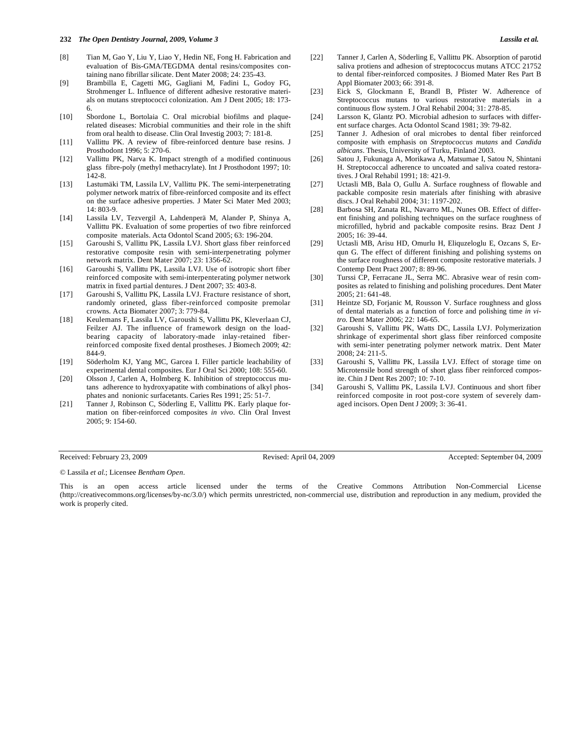[8] Tian M, Gao Y, Liu Y, Liao Y, Hedin NE, Fong H. Fabrication and evaluation of Bis-GMA/TEGDMA dental resins/composites containing nano fibrillar silicate. Dent Mater 2008; 24: 235-43.

[9] Brambilla E, Cagetti MG, Gagliani M, Fadini L, Godoy FG, Strohmenger L. Influence of different adhesive restorative materials on mutans streptococci colonization. Am J Dent 2005; 18: 173-6.

[10] Sbordone L, Bortolaia C. Oral microbial biofilms and plaque-related diseases: Microbial communities and their role in the shift from oral health to disease. Clin Oral Investig 2003; 7: 181-8.

[11] Vallittu PK. A review of fibre-reinforced denture base resins. J Prosthodont 1996; 5: 270-6.

[12] Vallittu PK, Narva K. Impact strength of a modified continuous glass fibre-poly (methyl methacrylate). Int J Prosthodont 1997; 10: 142-8.

[13] Lastumäki TM, Lassila LV, Vallittu PK. The semi-interpenetrating polymer network matrix of fibre-reinforced composite and its effect on the surface adhesive properties. J Mater Sci Mater Med 2003; 14: 803-9.

[14] Lassila LV, Tezvergil A, Lahdenperä M, Alander P, Shinya A, Vallittu PK. Evaluation of some properties of two fibre reinforced composite materials. Acta Odontol Scand 2005; 63: 196-204.

[15] Garoushi S, Vallittu PK, Lassila LVJ. Short glass fiber reinforced restorative composite resin with semi-interpenetrating polymer network matrix. Dent Mater 2007; 23: 1356-62.

[16] Garoushi S, Vallittu PK, Lassila LVJ. Use of isotropic short fiber reinforced composite with semi-interpenterating polymer network matrix in fixed partial dentures. J Dent 2007; 35: 403-8.

[17] Garoushi S, Vallittu PK, Lassila LVJ. Fracture resistance of short, randomly orineted, glass fiber-reinforced composite premolar crowns. Acta Biomater 2007; 3: 779-84.

[18] Keulemans F, Lassila LV, Garoushi S, Vallittu PK, Kleverlaan CJ, Feilzer AJ. The influence of framework design on the load-bearing capacity of laboratory-made inlay-retained fiber-reinforced composite fixed dental prostheses. J Biomech 2009; 42: 844-9.

[19] Söderholm KJ, Yang MC, Garcea I. Filler particle leachability of experimental dental composites. Eur J Oral Sci 2000; 108: 555-60.

[20] Olsson J, Carlen A, Holmberg K. Inhibition of streptococcus mutans adherence to hydroxyapatite with combinations of alkyl phosphates and nonionic surfacetants. Caries Res 1991; 25: 51-7.

[21] Tanner J, Robinson C, Söderling E, Vallittu PK. Early plaque formation on fiber-reinforced composites *in vivo*. Clin Oral Invest 2005; 9: 154-60.

[22] Tanner J, Carlen A, Söderling E, Vallittu PK. Absorption of parotid saliva protiens and adhesion of streptococcus mutans ATCC 21752 to dental fiber-reinforced composites. J Biomed Mater Res Part B Appl Biomater 2003; 66: 391-8.

[23] Eick S, Glockmann E, Brandl B, Pfister W. Adherence of Streptococcus mutans to various restorative materials in a continuous flow system. J Oral Rehabil 2004; 31: 278-85.

[24] Larsson K, Glantz PO. Microbial adhesion to surfaces with different surface charges. Acta Odontol Scand 1981; 39: 79-82.

[25] Tanner J. Adhesion of oral microbes to dental fiber reinforced composite with emphasis on *Streptococcus mutans* and *Candida albicans*. Thesis, University of Turku, Finland 2003.

[26] Satou J, Fukunaga A, Morikawa A, Matsumae I, Satou N, Shintani H. Streptococcal adherence to uncoated and saliva coated restoratives. J Oral Rehabil 1991; 18: 421-9.

[27] Uctasli MB, Bala O, Gullu A. Surface roughness of flowable and packable composite resin materials after finishing with abrasive discs. J Oral Rehabil 2004; 31: 1197-202.

[28] Barbosa SH, Zanata RL, Navarro ML, Nunes OB. Effect of different finishing and polishing techniques on the surface roughness of microfilled, hybrid and packable composite resins. Braz Dent J 2005; 16: 39-44.

[29] Uctasli MB, Arisu HD, Omurlu H, Eliquzeloglu E, Ozcans S, Erqun G. The effect of different finishing and polishing systems on the surface roughness of different composite restorative materials. J Contemp Dent Pract 2007; 8: 89-96.

[30] Turssi CP, Ferracane JL, Serra MC. Abrasive wear of resin composites as related to finishing and polishing procedures. Dent Mater 2005; 21: 641-48.

[31] Heintze SD, Forjanic M, Rousson V. Surface roughness and gloss of dental materials as a function of force and polishing time *in vitro*. Dent Mater 2006; 22: 146-65.

[32] Garoushi S, Vallittu PK, Watts DC, Lassila LVJ. Polymerization shrinkage of experimental short glass fiber reinforced composite with semi-inter penetrating polymer network matrix. Dent Mater 2008; 24: 211-5.

[33] Garoushi S, Vallittu PK, Lassila LVJ. Effect of storage time on Microtensile bond strength of short glass fiber reinforced composite. Chin J Dent Res 2007; 10: 7-10.

[34] Garoushi S, Vallittu PK, Lassila LVJ. Continuous and short fiber reinforced composite in root post-core system of severely damaged incisors. Open Dent J 2009; 3: 36-41.

Received: February 23, 2009 Revised: April 04, 2009 Accepted: September 04, 2009

© Lassila *et al.*; Licensee *Bentham Open*.

This is an open access article licensed under the terms of the Creative Commons Attribution Non-Commercial License (http://creativecommons.org/licenses/by-nc/3.0/) which permits unrestricted, non-commercial use, distribution and reproduction in any medium, provided the work is properly cited.